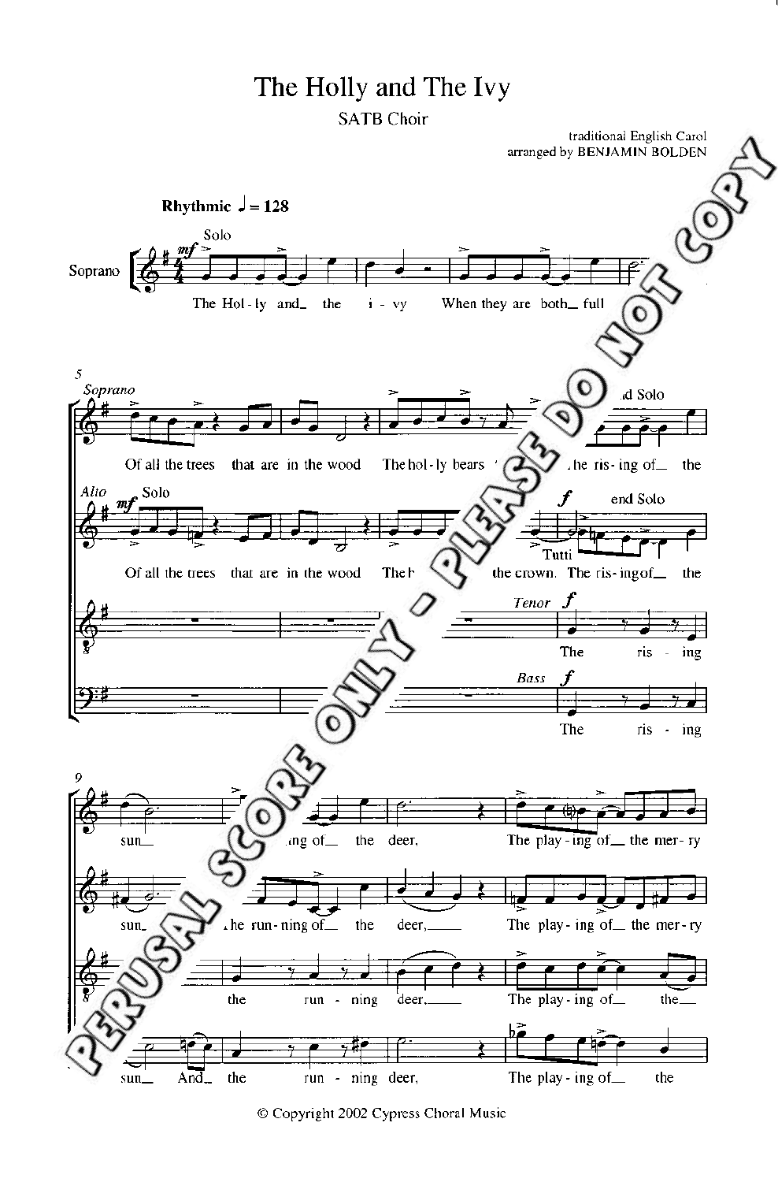# The Holly and The Ivy

SATB Choir

traditional English Carol
arranged by BENJAMIN BOLDEN

**Rhythmic** ♩ = 128

© Copyright 2002 Cypress Choral Music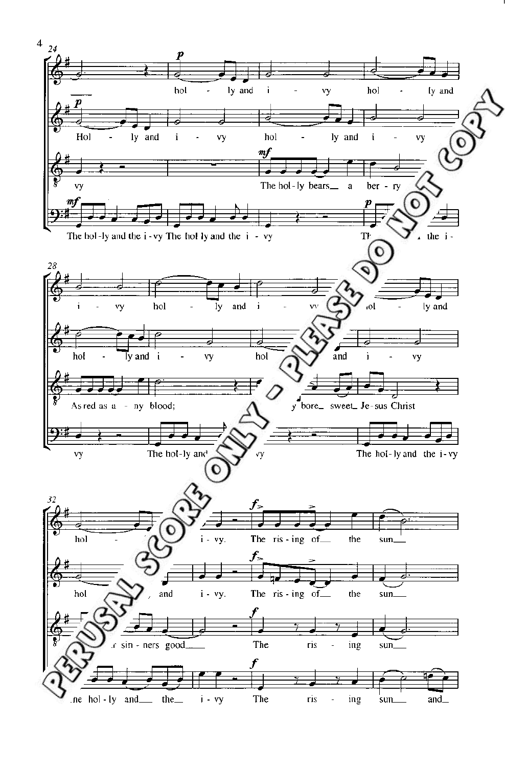PERUSAL SCORE ONLY - PLEASE DO NOT COPY

24

hol - ly and i - vy hol - ly and

Hol - ly and i - vy hol - ly and i - vy

vy The hol - ly bears a ber - ry

The hol - ly and the i - vy The hol ly and the i - vy The hol - ly and the i -

28

i - vy hol - ly and i - vy hol - ly and

hol - ly and i - vy hol - ly and i - vy

As red as a - ny blood; The hol - ly bore sweet Je - sus Christ

vy The hol - ly and the i - vy The hol - ly and the i - vy

32

hol - ly and i - vy. The ris - ing of the sun

hol - ly and i - vy. The ris - ing of the sun

For us sin - ners good The ris - ing sun

The hol - ly and the i - vy The ris - ing sun and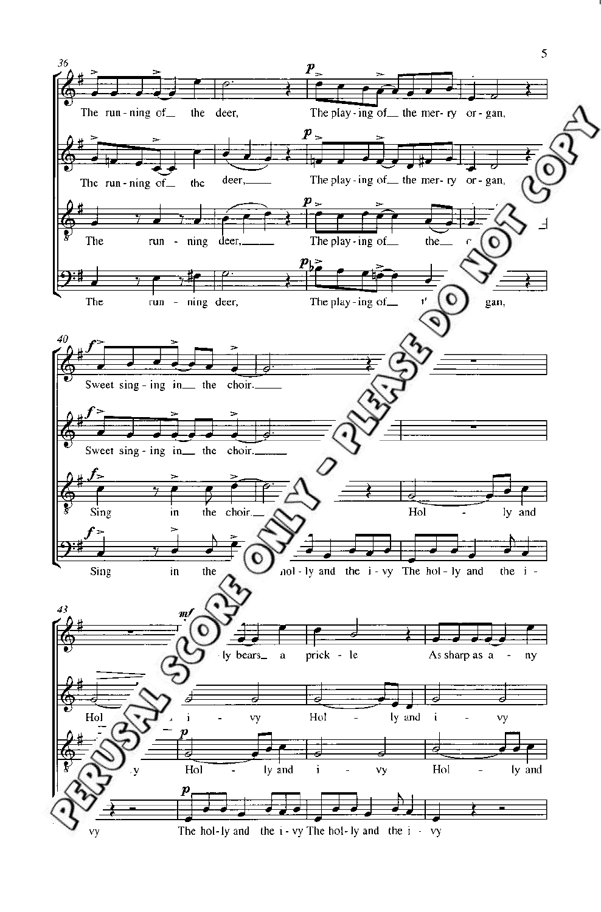36

The run-ning of the deer, The play-ing of the mer-ry or-gan,

The run-ning of the deer, The play-ing of the mer-ry or-gan,

The run-ning deer, The play-ing of the c

The run-ning deer, The play-ing of t' gan,

40

Sweet sing-ing in the choir.

Sweet sing-ing in the choir.

Sing in the choir. Hol-ly and

Sing in the hol-ly and the i-vy The hol-ly and the i-

43

ly bears a prick-le As sharp as a-ny

Hol i-vy Hol-ly and i-vy

y Hol-ly and i-vy Hol-ly and

vy The hol-ly and the i-vy The hol-ly and the i-vy

PERUSAL SCORE ONLY - PLEASE DO NOT COPY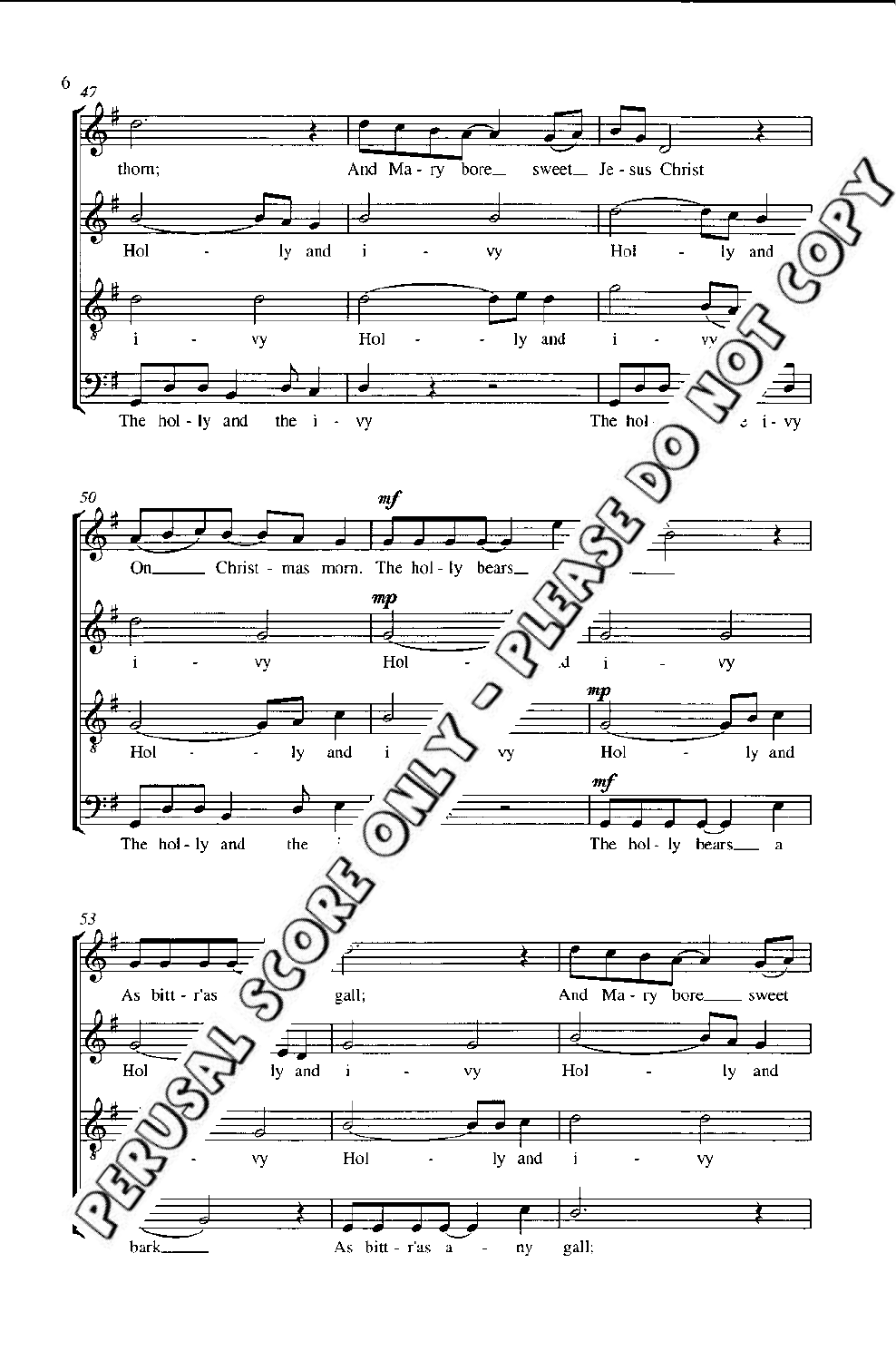47

thorn; And Ma - ry bore sweet Je - sus Christ

Hol - ly and i - vy Hol - ly and

i - vy Hol - ly and i - vy

The hol - ly and the i - vy The hol - ly and the i - vy

50

On Christ - mas morn. The hol - ly bears

i - vy Hol - ly and i - vy

Hol - ly and i - vy Hol - ly and

The hol - ly and the i - vy The hol - ly bears a

53

As bitt - r'as gall; And Ma - ry bore sweet

Hol - ly and i - vy Hol - ly and

i - vy Hol - ly and i - vy

bark As bitt - r'as a - ny gall;

PERUSAL SCORE ONLY - PLEASE DO NOT COPY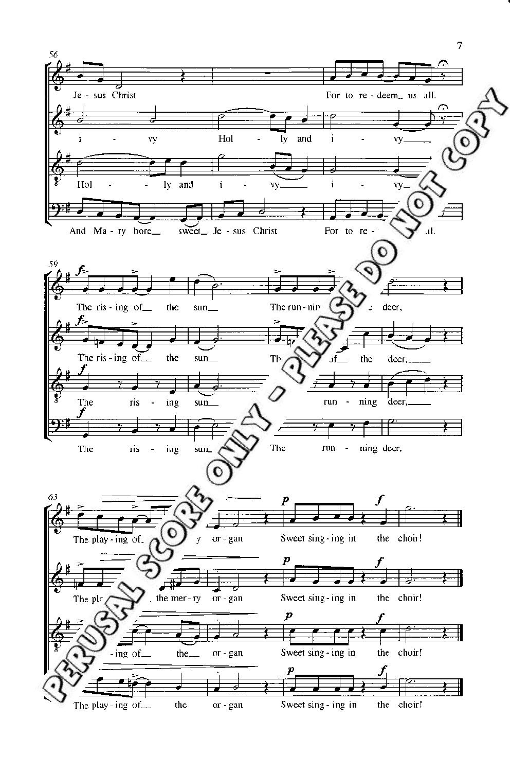56

Je - sus Christ For to re - deem us all.

i - vy Hol - ly and i - vy

Hol - ly and i - vy i - vy

And Ma - ry bore sweet Je - sus Christ For to re - all.

59

*f* The ris - ing of the sun The run - nin deer,

*f* The ris - ing of the sun Th of the deer,

*f* The ris - ing sun run - ning deer,

*f* The ris - ing sun The run - ning deer,

63

The play - ing of y or - gan *p* Sweet sing - ing in *f* the choir!

The pla the mer - ry or - gan *p* Sweet sing - ing in *f* the choir!

ing of the or - gan *p* Sweet sing - ing in *f* the choir!

The play - ing of the or - gan *p* Sweet sing - ing in *f* the choir!

PERUSAL SCORE ONLY - PLEASE DO NOT COPY